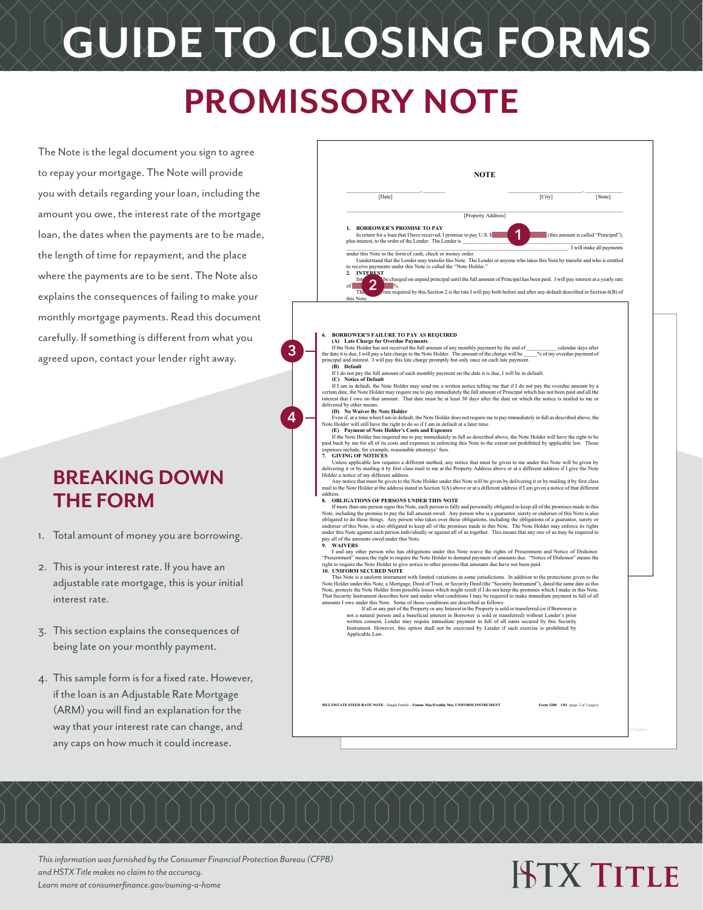# GUIDE TO CLOSING FORMS

## PROMISSORY NOTE

The Note is the legal document you sign to agree to repay your mortgage. The Note will provide you with details regarding your loan, including the amount you owe, the interest rate of the mortgage loan, the dates when the payments are to be made, the length of time for repayment, and the place where the payments are to be sent. The Note also explains the consequences of failing to make your monthly mortgage payments. Read this document carefully. If something is different from what you agreed upon, contact your lender right away.

### NOTE

[Date] [City] [State]

[Property Address]

**1. BORROWER'S PROMISE TO PAY**

In return for a loan that I have received, I promise to pay U.S. $ **(1)** (this amount is called "Principal"), plus interest, to the order of the Lender. The Lender is ________________. I will make all payments under this Note in the form of cash, check or money order.

I understand that the Lender may transfer this Note. The Lender or anyone who takes this Note by transfer and who is entitled to receive payments under this Note is called the "Note Holder."

**2. INTEREST**

Interest will be charged on unpaid principal until the full amount of Principal has been paid. I will pay interest at a yearly rate of **(2)** %.

The interest rate required by this Section 2 is the rate I will pay both before and after any default described in Section 6(B) of this Note.

**6. BORROWER'S FAILURE TO PAY AS REQUIRED** **(3)**

**(A) Late Charge for Overdue Payments**

If the Note Holder has not received the full amount of any monthly payment by the end of ________ calendar days after the date it is due, I will pay a late charge to the Note Holder. The amount of the charge will be ____% of my overdue payment of principal and interest. I will pay this late charge promptly but only once on each late payment.

**(B) Default**

If I do not pay the full amount of each monthly payment on the date it is due, I will be in default.

**(C) Notice of Default**

If I am in default, the Note Holder may send me a written notice telling me that if I do not pay the overdue amount by a certain date, the Note Holder may require me to pay immediately the full amount of Principal which has not been paid and all the interest that I owe on that amount. That date must be at least 30 days after the date on which the notice is mailed to me or delivered by other means.

**(D) No Waiver By Note Holder** **(4)**

Even if, at a time when I am in default, the Note Holder does not require me to pay immediately in full as described above, the Note Holder will still have the right to do so if I am in default at a later time.

**(E) Payment of Note Holder's Costs and Expenses**

If the Note Holder has required me to pay immediately in full as described above, the Note Holder will have the right to be paid back by me for all of its costs and expenses in enforcing this Note to the extent not prohibited by applicable law. Those expenses include, for example, reasonable attorneys' fees.

**7. GIVING OF NOTICES**

Unless applicable law requires a different method, any notice that must be given to me under this Note will be given by delivering it or by mailing it by first class mail to me at the Property Address above or at a different address if I give the Note Holder a notice of my different address.

Any notice that must be given to the Note Holder under this Note will be given by delivering it or by mailing it by first class mail to the Note Holder at the address stated in Section 3(A) above or at a different address if I am given a notice of that different address.

**8. OBLIGATIONS OF PERSONS UNDER THIS NOTE**

If more than one person signs this Note, each person is fully and personally obligated to keep all of the promises made in this Note, including the promise to pay the full amount owed. Any person who is a guarantor, surety or endorser of this Note is also obligated to do these things. Any person who takes over these obligations, including the obligations of a guarantor, surety or endorser of this Note, is also obligated to keep all of the promises made in this Note. The Note Holder may enforce its rights under this Note against each person individually or against all of us together. This means that any one of us may be required to pay all of the amounts owed under this Note.

**9. WAIVERS**

I and any other person who has obligations under this Note waive the rights of Presentment and Notice of Dishonor. "Presentment" means the right to require the Note Holder to demand payment of amounts due. "Notice of Dishonor" means the right to require the Note Holder to give notice to other persons that amounts due have not been paid.

**10. UNIFORM SECURED NOTE**

This Note is a uniform instrument with limited variations in some jurisdictions. In addition to the protections given to the Note Holder under this Note, a Mortgage, Deed of Trust, or Security Deed (the "Security Instrument"), dated the same date as this Note, protects the Note Holder from possible losses which might result if I do not keep the promises which I make in this Note. That Security Instrument describes how and under what conditions I may be required to make immediate payment in full of all amounts I owe under this Note. Some of those conditions are described as follows:

> If all or any part of the Property or any Interest in the Property is sold or transferred (or if Borrower is not a natural person and a beneficial interest in Borrower is sold or transferred) without Lender's prior written consent, Lender may require immediate payment in full of all sums secured by this Security Instrument. However, this option shall not be exercised by Lender if such exercise is prohibited by Applicable Law.

MULTISTATE FIXED RATE NOTE—Single Family—Fannie Mae/Freddie Mac UNIFORM INSTRUMENT Form 3200 1/01 *(page 2 of 3 pages)*

## BREAKING DOWN THE FORM

1. Total amount of money you are borrowing.
2. This is your interest rate. If you have an adjustable rate mortgage, this is your initial interest rate.
3. This section explains the consequences of being late on your monthly payment.
4. This sample form is for a fixed rate. However, if the loan is an Adjustable Rate Mortgage (ARM) you will find an explanation for the way that your interest rate can change, and any caps on how much it could increase.

*This information was furnished by the Consumer Financial Protection Bureau (CFPB) and HSTX Title makes no claim to the accuracy.*
*Learn more at consumerfinance.gov/owning-a-home*

HSTX TITLE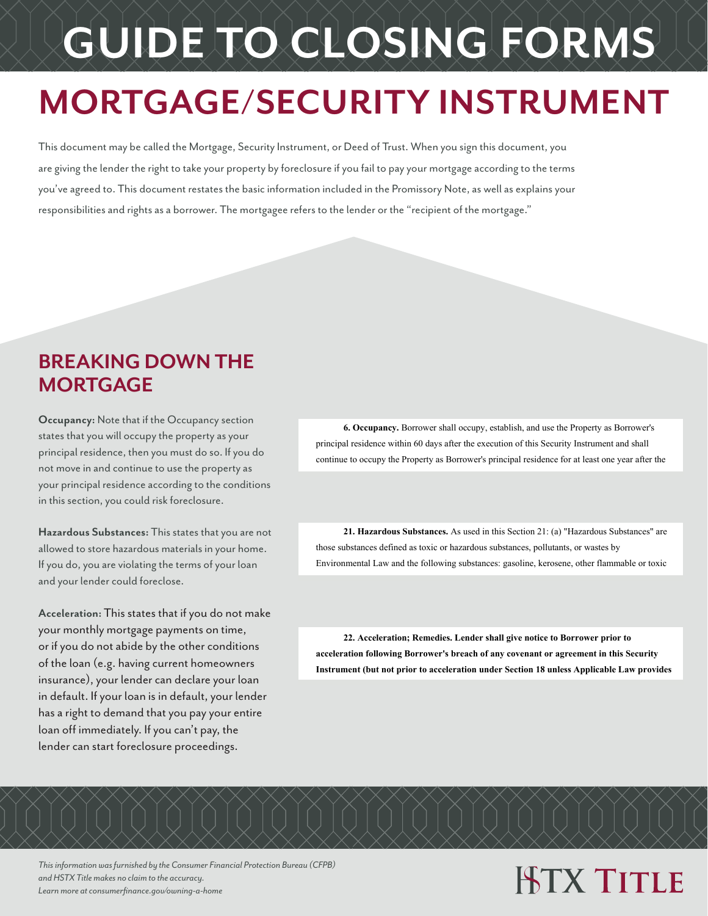# GUIDE TO CLOSING FORMS

# MORTGAGE/SECURITY INSTRUMENT

This document may be called the Mortgage, Security Instrument, or Deed of Trust. When you sign this document, you are giving the lender the right to take your property by foreclosure if you fail to pay your mortgage according to the terms you've agreed to. This document restates the basic information included in the Promissory Note, as well as explains your responsibilities and rights as a borrower. The mortgagee refers to the lender or the "recipient of the mortgage."

## BREAKING DOWN THE MORTGAGE

**Occupancy:** Note that if the Occupancy section states that you will occupy the property as your principal residence, then you must do so. If you do not move in and continue to use the property as your principal residence according to the conditions in this section, you could risk foreclosure.

> **6. Occupancy.** Borrower shall occupy, establish, and use the Property as Borrower's principal residence within 60 days after the execution of this Security Instrument and shall continue to occupy the Property as Borrower's principal residence for at least one year after the

**Hazardous Substances:** This states that you are not allowed to store hazardous materials in your home. If you do, you are violating the terms of your loan and your lender could foreclose.

> **21. Hazardous Substances.** As used in this Section 21: (a) "Hazardous Substances" are those substances defined as toxic or hazardous substances, pollutants, or wastes by Environmental Law and the following substances: gasoline, kerosene, other flammable or toxic

**Acceleration:** This states that if you do not make your monthly mortgage payments on time, or if you do not abide by the other conditions of the loan (e.g. having current homeowners insurance), your lender can declare your loan in default. If your loan is in default, your lender has a right to demand that you pay your entire loan off immediately. If you can't pay, the lender can start foreclosure proceedings.

> **22. Acceleration; Remedies. Lender shall give notice to Borrower prior to acceleration following Borrower's breach of any covenant or agreement in this Security Instrument (but not prior to acceleration under Section 18 unless Applicable Law provides**

*This information was furnished by the Consumer Financial Protection Bureau (CFPB) and HSTX Title makes no claim to the accuracy.*
*Learn more at consumerfinance.gov/owning-a-home*

HSTX TITLE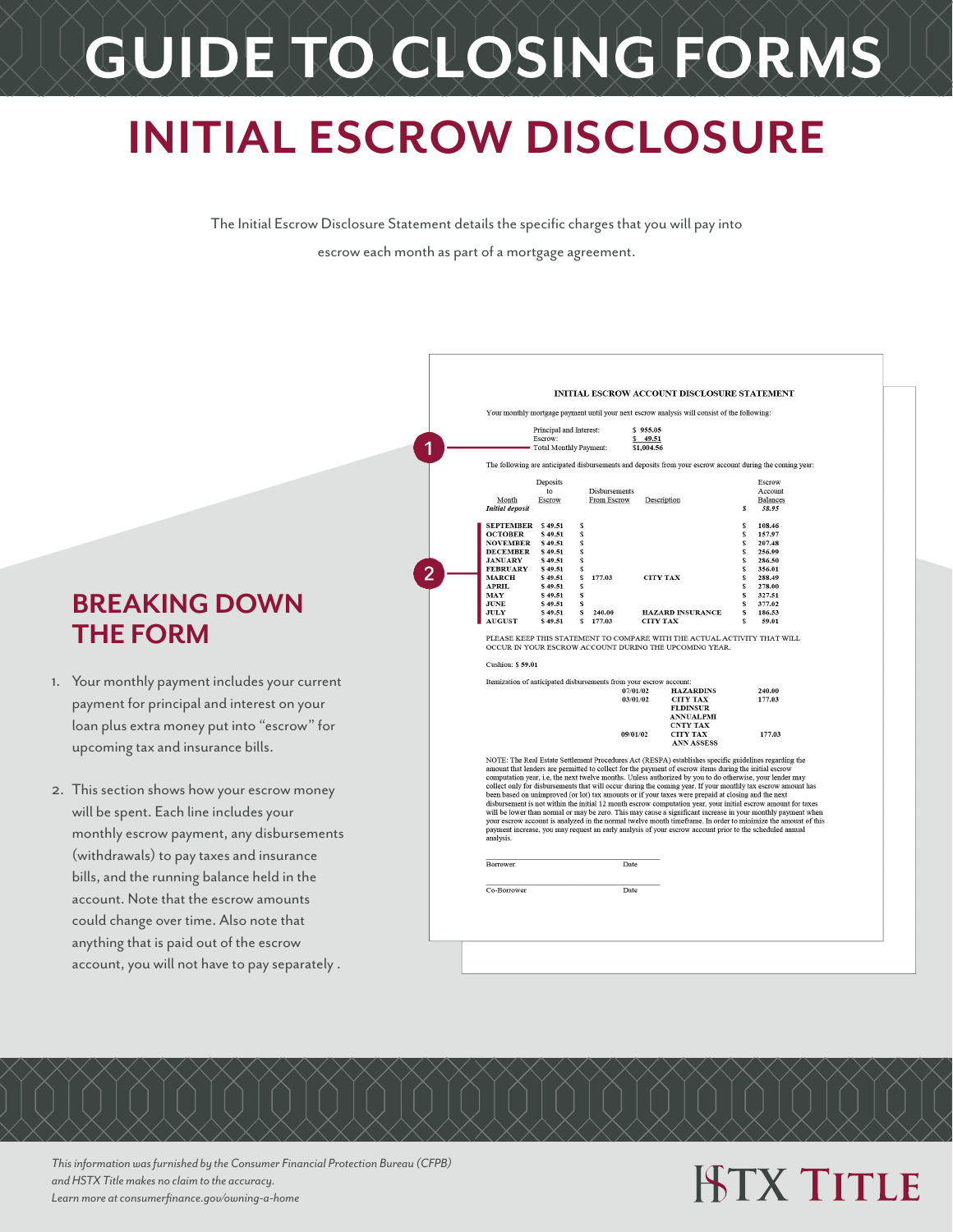# GUIDE TO CLOSING FORMS

## INITIAL ESCROW DISCLOSURE

The Initial Escrow Disclosure Statement details the specific charges that you will pay into escrow each month as part of a mortgage agreement.

### INITIAL ESCROW ACCOUNT DISCLOSURE STATEMENT

Your monthly mortgage payment until your next escrow analysis will consist of the following:

| | |
|---|---|
| Principal and Interest: | $ 955.05 |
| Escrow: | $ 49.51 |
| Total Monthly Payment: | $1,004.56 |

The following are anticipated disbursements and deposits from your escrow account during the coming year:

| Month | Deposits to Escrow | Disbursements From Escrow | Description | Escrow Account Balances |
|---|---|---|---|---|
| *Initial deposit* | | | | *$ 58.95* |
| SEPTEMBER | $ 49.51 | $ | | $ 108.46 |
| OCTOBER | $ 49.51 | $ | | $ 157.97 |
| NOVEMBER | $ 49.51 | $ | | $ 207.48 |
| DECEMBER | $ 49.51 | $ | | $ 256.99 |
| JANUARY | $ 49.51 | $ | | $ 286.50 |
| FEBRUARY | $ 49.51 | $ | | $ 356.01 |
| MARCH | $ 49.51 | $ 177.03 | CITY TAX | $ 288.49 |
| APRIL | $ 49.51 | $ | | $ 278.00 |
| MAY | $ 49.51 | $ | | $ 327.51 |
| JUNE | $ 49.51 | $ | | $ 377.02 |
| JULY | $ 49.51 | $ 240.00 | HAZARD INSURANCE | $ 186.53 |
| AUGUST | $ 49.51 | $ 177.03 | CITY TAX | $ 59.01 |

PLEASE KEEP THIS STATEMENT TO COMPARE WITH THE ACTUAL ACTIVITY THAT WILL OCCUR IN YOUR ESCROW ACCOUNT DURING THE UPCOMING YEAR.

Cushion: $ 59.01

Itemization of anticipated disbursements from your escrow account:

| | | |
|---|---|---|
| 07/01/02 | HAZARDINS | 240.00 |
| 03/01/02 | CITY TAX | 177.03 |
| | FLDINSUR | |
| | ANNUALPMI | |
| | CNTY TAX | |
| 09/01/02 | CITY TAX | 177.03 |
| | ANN ASSESS | |

NOTE: The Real Estate Settlement Procedures Act (RESPA) establishes specific guidelines regarding the amount that lenders are permitted to collect for the payment of escrow items during the initial escrow computation year, i.e, the next twelve months. Unless authorized by you to do otherwise, your lender may collect only for disbursements that will occur during the coming year. If your monthly tax escrow amount has been based on unimproved (or lot) tax amounts or if your taxes were prepaid at closing and the next disbursement is not within the initial 12 month escrow computation year, your initial escrow amount for taxes will be lower than normal or may be zero. This may cause a significant increase in your monthly payment when your escrow account is analyzed in the normal twelve month timeframe. In order to minimize the amount of this payment increase, you may request an early analysis of your escrow account prior to the scheduled annual analysis.

Borrower ________________ Date

Co-Borrower ________________ Date

## BREAKING DOWN THE FORM

1. Your monthly payment includes your current payment for principal and interest on your loan plus extra money put into "escrow" for upcoming tax and insurance bills.
2. This section shows how your escrow money will be spent. Each line includes your monthly escrow payment, any disbursements (withdrawals) to pay taxes and insurance bills, and the running balance held in the account. Note that the escrow amounts could change over time. Also note that anything that is paid out of the escrow account, you will not have to pay separately .

*This information was furnished by the Consumer Financial Protection Bureau (CFPB) and HSTX Title makes no claim to the accuracy.*
*Learn more at consumerfinance.gov/owning-a-home*

HSTX TITLE